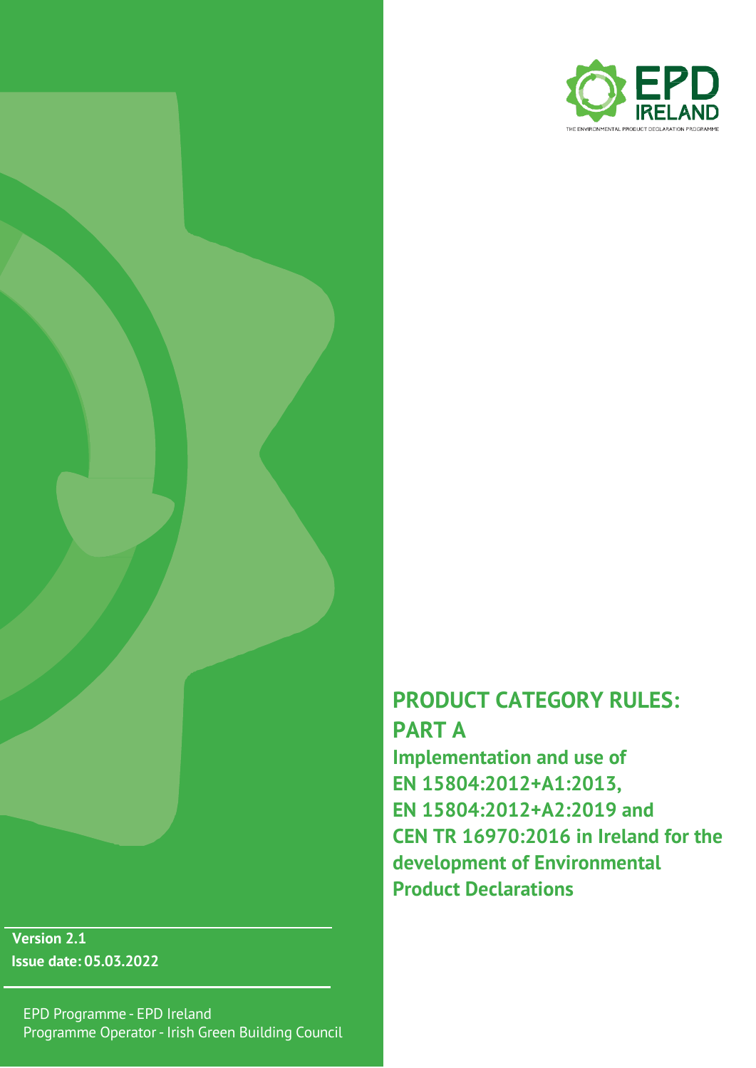EPD IRELAND

THE ENVIRONMENTAL PRODUCT DECLARATION PROGRAMME

# PRODUCT CATEGORY RULES: PART A

## Implementation and use of EN 15804:2012+A1:2013, EN 15804:2012+A2:2019 and CEN TR 16970:2016 in Ireland for the development of Environmental Product Declarations

**Version 2.1**

**Issue date: 05.03.2022**

EPD Programme - EPD Ireland

Programme Operator - Irish Green Building Council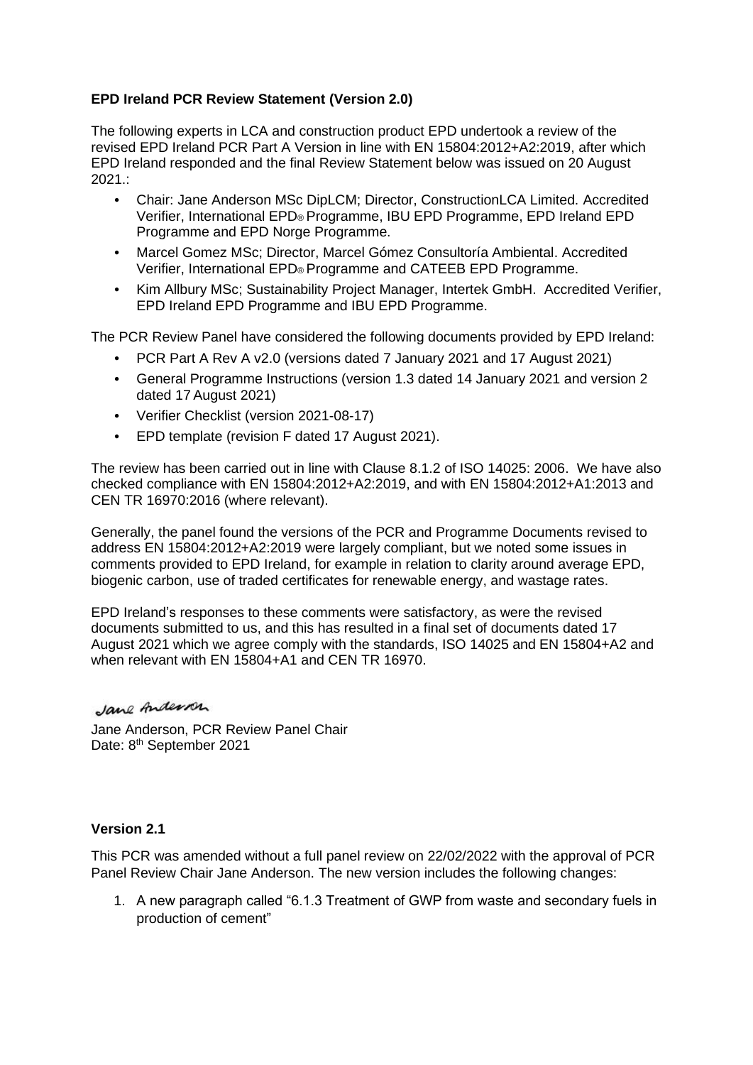**EPD Ireland PCR Review Statement (Version 2.0)**

The following experts in LCA and construction product EPD undertook a review of the revised EPD Ireland PCR Part A Version in line with EN 15804:2012+A2:2019, after which EPD Ireland responded and the final Review Statement below was issued on 20 August 2021.:

- Chair: Jane Anderson MSc DipLCM; Director, ConstructionLCA Limited. Accredited Verifier, International EPD® Programme, IBU EPD Programme, EPD Ireland EPD Programme and EPD Norge Programme.
- Marcel Gomez MSc; Director, Marcel Gómez Consultoría Ambiental. Accredited Verifier, International EPD® Programme and CATEEB EPD Programme.
- Kim Allbury MSc; Sustainability Project Manager, Intertek GmbH. Accredited Verifier, EPD Ireland EPD Programme and IBU EPD Programme.

The PCR Review Panel have considered the following documents provided by EPD Ireland:

- PCR Part A Rev A v2.0 (versions dated 7 January 2021 and 17 August 2021)
- General Programme Instructions (version 1.3 dated 14 January 2021 and version 2 dated 17 August 2021)
- Verifier Checklist (version 2021-08-17)
- EPD template (revision F dated 17 August 2021).

The review has been carried out in line with Clause 8.1.2 of ISO 14025: 2006. We have also checked compliance with EN 15804:2012+A2:2019, and with EN 15804:2012+A1:2013 and CEN TR 16970:2016 (where relevant).

Generally, the panel found the versions of the PCR and Programme Documents revised to address EN 15804:2012+A2:2019 were largely compliant, but we noted some issues in comments provided to EPD Ireland, for example in relation to clarity around average EPD, biogenic carbon, use of traded certificates for renewable energy, and wastage rates.

EPD Ireland's responses to these comments were satisfactory, as were the revised documents submitted to us, and this has resulted in a final set of documents dated 17 August 2021 which we agree comply with the standards, ISO 14025 and EN 15804+A2 and when relevant with EN 15804+A1 and CEN TR 16970.

*Jane Anderson*

Jane Anderson, PCR Review Panel Chair
Date: 8th September 2021

**Version 2.1**

This PCR was amended without a full panel review on 22/02/2022 with the approval of PCR Panel Review Chair Jane Anderson. The new version includes the following changes:

1. A new paragraph called "6.1.3 Treatment of GWP from waste and secondary fuels in production of cement"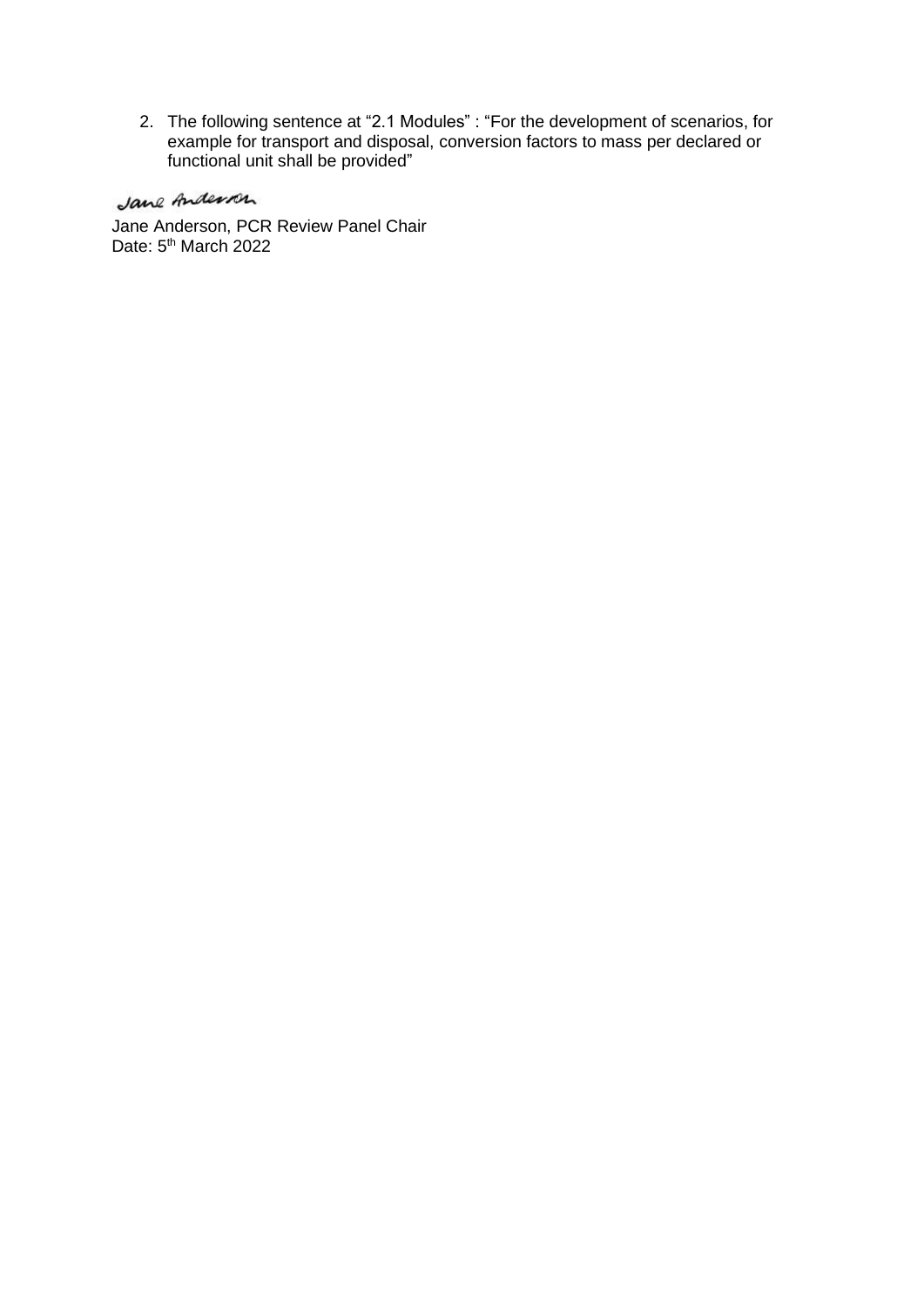2. The following sentence at "2.1 Modules" : "For the development of scenarios, for example for transport and disposal, conversion factors to mass per declared or functional unit shall be provided"

Jane Anderson

Jane Anderson, PCR Review Panel Chair
Date: 5th March 2022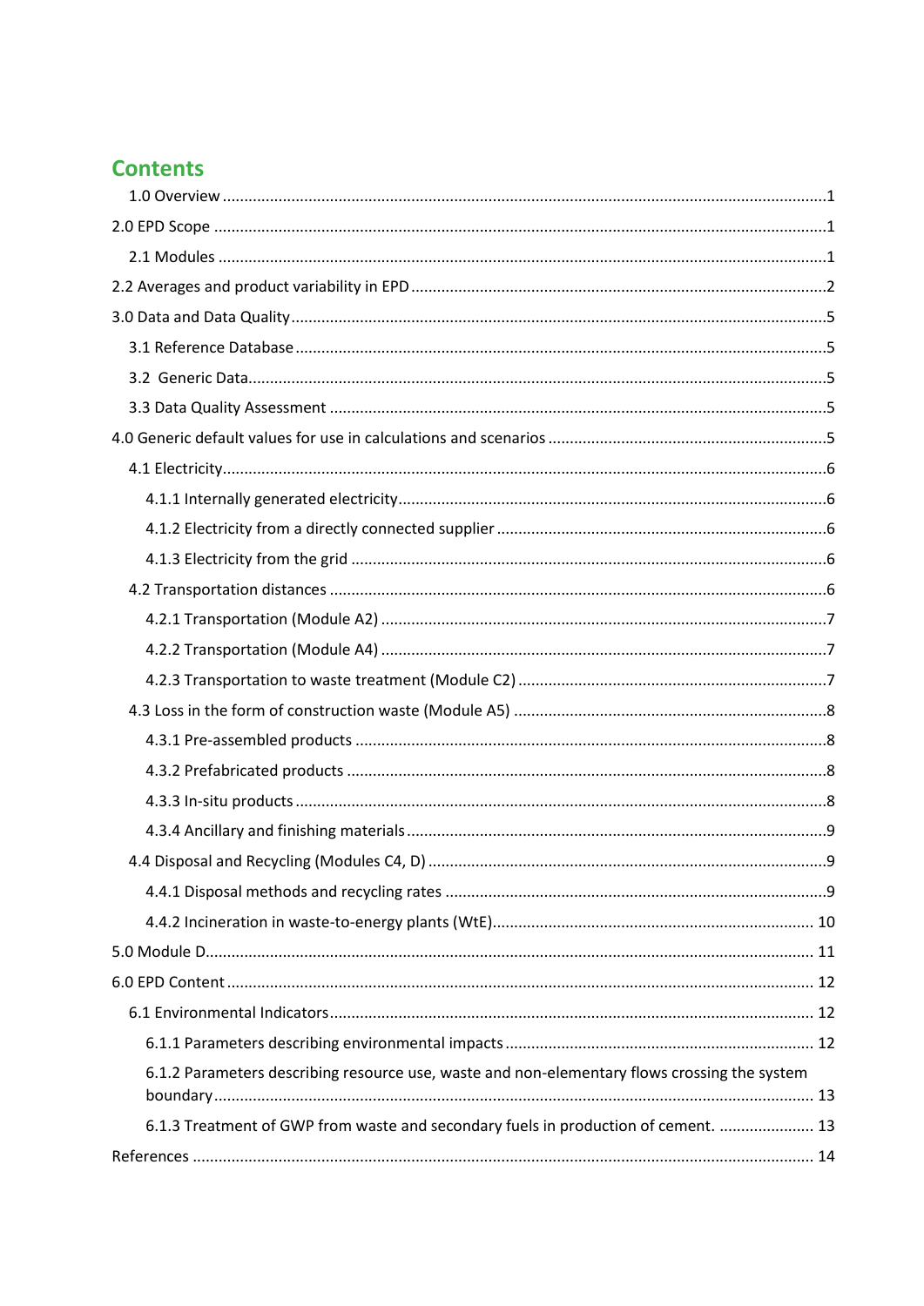# Contents

- 1.0 Overview ........ 1
- 2.0 EPD Scope ........ 1
  - 2.1 Modules ........ 1
- 2.2 Averages and product variability in EPD ........ 2
- 3.0 Data and Data Quality ........ 5
  - 3.1 Reference Database ........ 5
  - 3.2 Generic Data ........ 5
  - 3.3 Data Quality Assessment ........ 5
- 4.0 Generic default values for use in calculations and scenarios ........ 5
  - 4.1 Electricity ........ 6
    - 4.1.1 Internally generated electricity ........ 6
    - 4.1.2 Electricity from a directly connected supplier ........ 6
    - 4.1.3 Electricity from the grid ........ 6
  - 4.2 Transportation distances ........ 6
    - 4.2.1 Transportation (Module A2) ........ 7
    - 4.2.2 Transportation (Module A4) ........ 7
    - 4.2.3 Transportation to waste treatment (Module C2) ........ 7
  - 4.3 Loss in the form of construction waste (Module A5) ........ 8
    - 4.3.1 Pre-assembled products ........ 8
    - 4.3.2 Prefabricated products ........ 8
    - 4.3.3 In-situ products ........ 8
    - 4.3.4 Ancillary and finishing materials ........ 9
  - 4.4 Disposal and Recycling (Modules C4, D) ........ 9
    - 4.4.1 Disposal methods and recycling rates ........ 9
    - 4.4.2 Incineration in waste-to-energy plants (WtE) ........ 10
- 5.0 Module D ........ 11
- 6.0 EPD Content ........ 12
  - 6.1 Environmental Indicators ........ 12
    - 6.1.1 Parameters describing environmental impacts ........ 12
    - 6.1.2 Parameters describing resource use, waste and non-elementary flows crossing the system boundary ........ 13
    - 6.1.3 Treatment of GWP from waste and secondary fuels in production of cement. ........ 13
- References ........ 14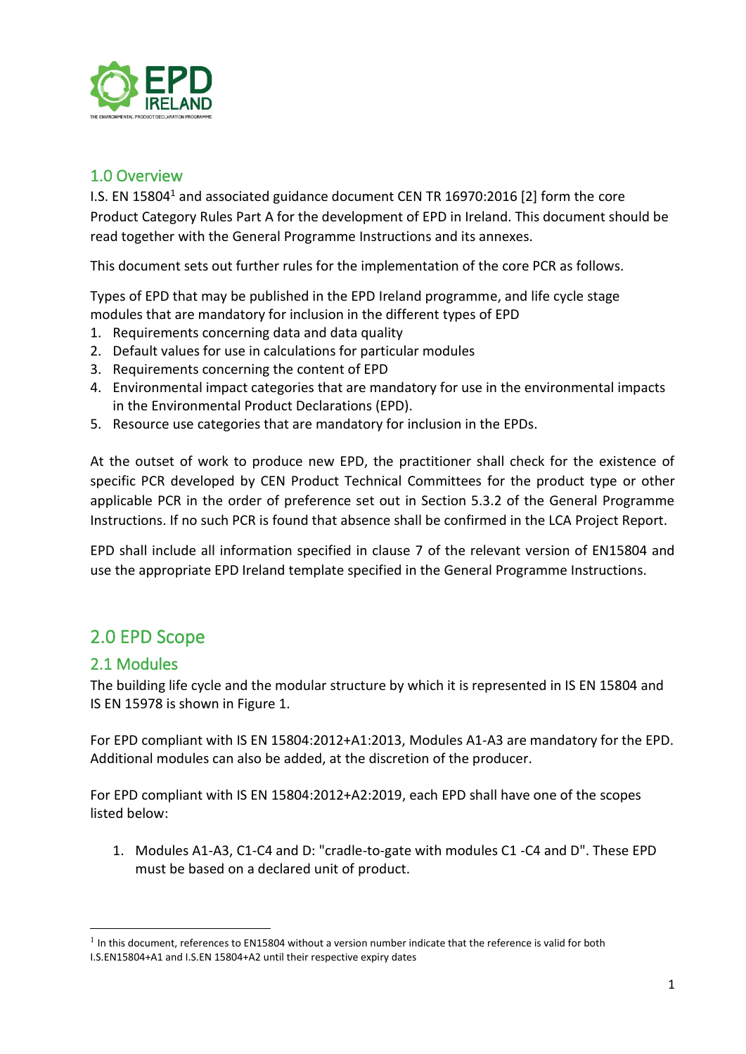## 1.0 Overview

I.S. EN 15804[1] and associated guidance document CEN TR 16970:2016 [2] form the core Product Category Rules Part A for the development of EPD in Ireland. This document should be read together with the General Programme Instructions and its annexes.

This document sets out further rules for the implementation of the core PCR as follows.

Types of EPD that may be published in the EPD Ireland programme, and life cycle stage modules that are mandatory for inclusion in the different types of EPD

1. Requirements concerning data and data quality
2. Default values for use in calculations for particular modules
3. Requirements concerning the content of EPD
4. Environmental impact categories that are mandatory for use in the environmental impacts in the Environmental Product Declarations (EPD).
5. Resource use categories that are mandatory for inclusion in the EPDs.

At the outset of work to produce new EPD, the practitioner shall check for the existence of specific PCR developed by CEN Product Technical Committees for the product type or other applicable PCR in the order of preference set out in Section 5.3.2 of the General Programme Instructions. If no such PCR is found that absence shall be confirmed in the LCA Project Report.

EPD shall include all information specified in clause 7 of the relevant version of EN15804 and use the appropriate EPD Ireland template specified in the General Programme Instructions.

# 2.0 EPD Scope

## 2.1 Modules

The building life cycle and the modular structure by which it is represented in IS EN 15804 and IS EN 15978 is shown in Figure 1.

For EPD compliant with IS EN 15804:2012+A1:2013, Modules A1-A3 are mandatory for the EPD. Additional modules can also be added, at the discretion of the producer.

For EPD compliant with IS EN 15804:2012+A2:2019, each EPD shall have one of the scopes listed below:

1. Modules A1-A3, C1-C4 and D: "cradle-to-gate with modules C1 -C4 and D". These EPD must be based on a declared unit of product.

[1] In this document, references to EN15804 without a version number indicate that the reference is valid for both I.S.EN15804+A1 and I.S.EN 15804+A2 until their respective expiry dates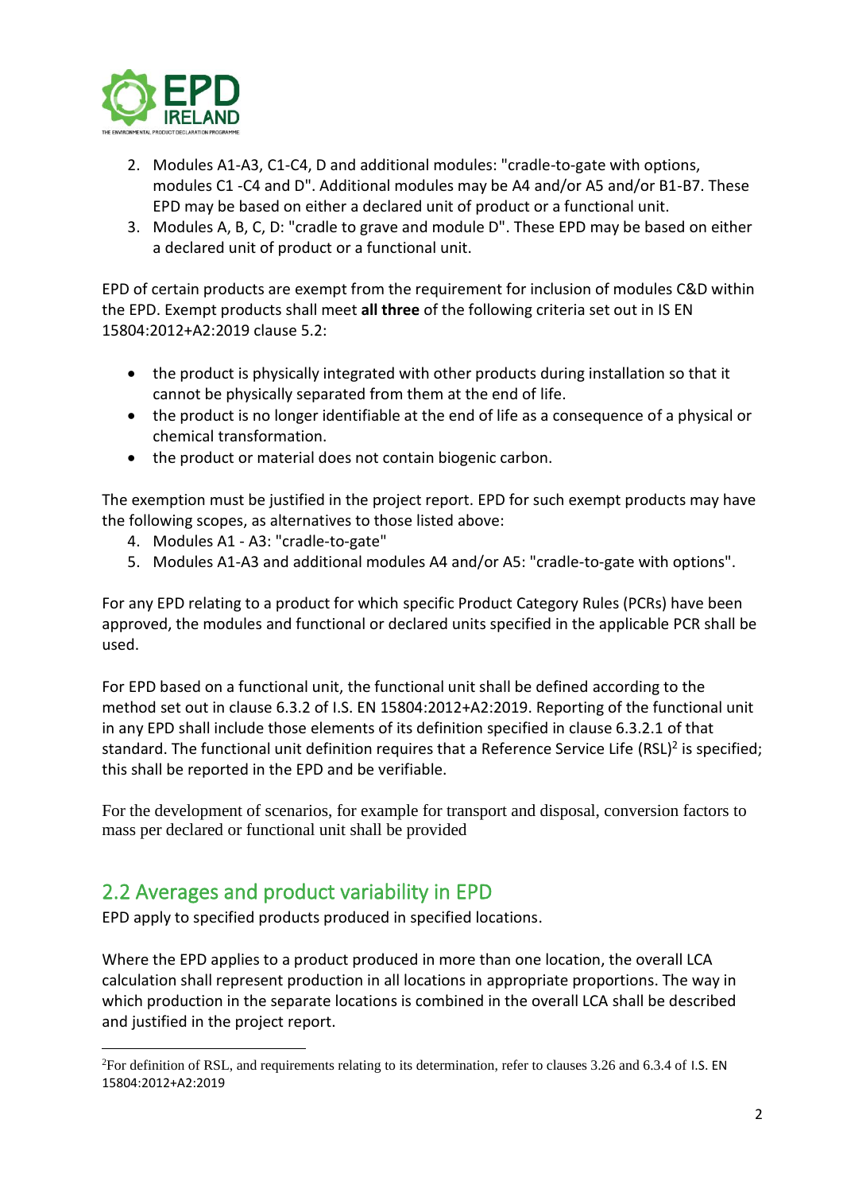2. Modules A1-A3, C1-C4, D and additional modules: "cradle-to-gate with options, modules C1 -C4 and D". Additional modules may be A4 and/or A5 and/or B1-B7. These EPD may be based on either a declared unit of product or a functional unit.
3. Modules A, B, C, D: "cradle to grave and module D". These EPD may be based on either a declared unit of product or a functional unit.

EPD of certain products are exempt from the requirement for inclusion of modules C&D within the EPD. Exempt products shall meet **all three** of the following criteria set out in IS EN 15804:2012+A2:2019 clause 5.2:

- the product is physically integrated with other products during installation so that it cannot be physically separated from them at the end of life.
- the product is no longer identifiable at the end of life as a consequence of a physical or chemical transformation.
- the product or material does not contain biogenic carbon.

The exemption must be justified in the project report. EPD for such exempt products may have the following scopes, as alternatives to those listed above:

4. Modules A1 - A3: "cradle-to-gate"
5. Modules A1-A3 and additional modules A4 and/or A5: "cradle-to-gate with options".

For any EPD relating to a product for which specific Product Category Rules (PCRs) have been approved, the modules and functional or declared units specified in the applicable PCR shall be used.

For EPD based on a functional unit, the functional unit shall be defined according to the method set out in clause 6.3.2 of I.S. EN 15804:2012+A2:2019. Reporting of the functional unit in any EPD shall include those elements of its definition specified in clause 6.3.2.1 of that standard. The functional unit definition requires that a Reference Service Life (RSL)[2] is specified; this shall be reported in the EPD and be verifiable.

For the development of scenarios, for example for transport and disposal, conversion factors to mass per declared or functional unit shall be provided

## 2.2 Averages and product variability in EPD

EPD apply to specified products produced in specified locations.

Where the EPD applies to a product produced in more than one location, the overall LCA calculation shall represent production in all locations in appropriate proportions. The way in which production in the separate locations is combined in the overall LCA shall be described and justified in the project report.

[2]For definition of RSL, and requirements relating to its determination, refer to clauses 3.26 and 6.3.4 of I.S. EN 15804:2012+A2:2019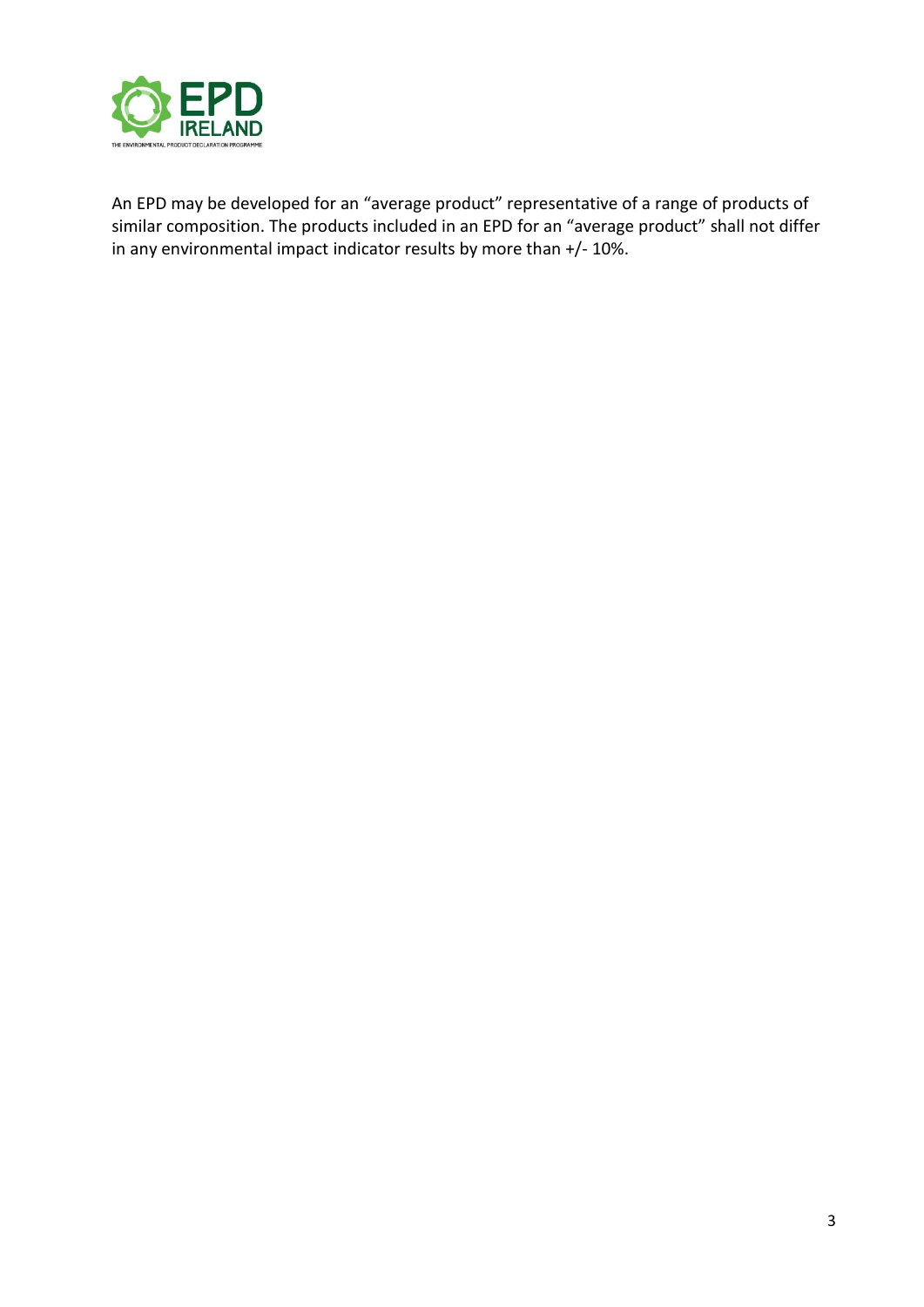An EPD may be developed for an “average product” representative of a range of products of similar composition. The products included in an EPD for an “average product” shall not differ in any environmental impact indicator results by more than +/- 10%.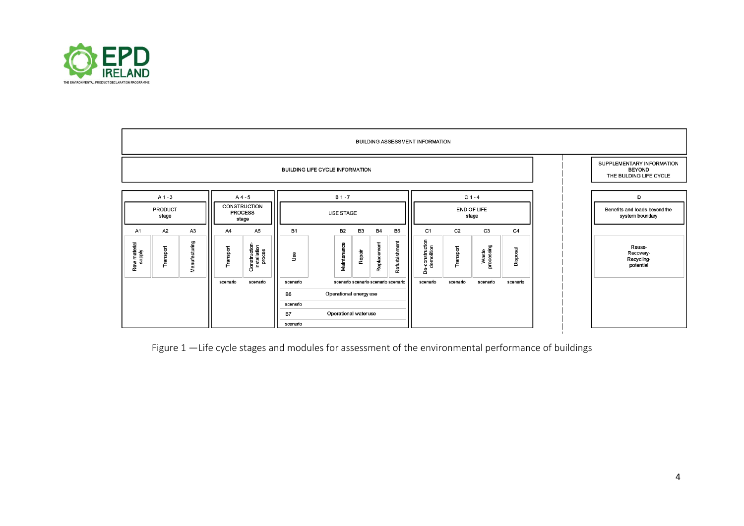BUILDING ASSESSMENT INFORMATION

BUILDING LIFE CYCLE INFORMATION

SUPPLEMENTARY INFORMATION BEYOND THE BUILDING LIFE CYCLE

A 1 - 3

PRODUCT stage

A1 A2 A3

Raw material supply

Transport

Manufacturing

A 4 - 5

CONSTRUCTION PROCESS stage

A4 A5

Transport

Construction-installation process

scenario scenario

B 1 - 7

USE STAGE

B1 B2 B3 B4 B5

Use

Maintenance

Repair

Replacement

Refurbishment

scenario scenario scenario scenario scenario

B6 Operational energy use

scenario

B7 Operational water use

scenario

C 1 - 4

END OF LIFE stage

C1 C2 C3 C4

De-construction demolition

Transport

Waste processing

Disposal

scenario scenario scenario scenario

D

Benefits and loads beyond the system boundary

Reuse-Recovery-Recycling-potential

Figure 1 —Life cycle stages and modules for assessment of the environmental performance of buildings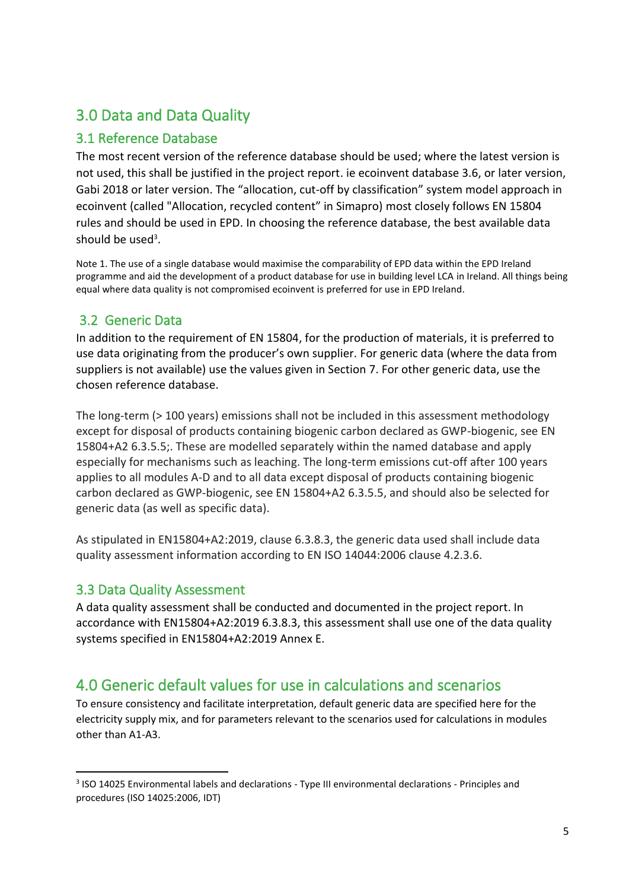# 3.0 Data and Data Quality

## 3.1 Reference Database

The most recent version of the reference database should be used; where the latest version is not used, this shall be justified in the project report. ie ecoinvent database 3.6, or later version, Gabi 2018 or later version. The "allocation, cut-off by classification" system model approach in ecoinvent (called "Allocation, recycled content" in Simapro) most closely follows EN 15804 rules and should be used in EPD. In choosing the reference database, the best available data should be used[3].

Note 1. The use of a single database would maximise the comparability of EPD data within the EPD Ireland programme and aid the development of a product database for use in building level LCA in Ireland. All things being equal where data quality is not compromised ecoinvent is preferred for use in EPD Ireland.

## 3.2 Generic Data

In addition to the requirement of EN 15804, for the production of materials, it is preferred to use data originating from the producer's own supplier. For generic data (where the data from suppliers is not available) use the values given in Section 7. For other generic data, use the chosen reference database.

The long-term (> 100 years) emissions shall not be included in this assessment methodology except for disposal of products containing biogenic carbon declared as GWP-biogenic, see EN 15804+A2 6.3.5.5;. These are modelled separately within the named database and apply especially for mechanisms such as leaching. The long-term emissions cut-off after 100 years applies to all modules A-D and to all data except disposal of products containing biogenic carbon declared as GWP-biogenic, see EN 15804+A2 6.3.5.5, and should also be selected for generic data (as well as specific data).

As stipulated in EN15804+A2:2019, clause 6.3.8.3, the generic data used shall include data quality assessment information according to EN ISO 14044:2006 clause 4.2.3.6.

## 3.3 Data Quality Assessment

A data quality assessment shall be conducted and documented in the project report. In accordance with EN15804+A2:2019 6.3.8.3, this assessment shall use one of the data quality systems specified in EN15804+A2:2019 Annex E.

# 4.0 Generic default values for use in calculations and scenarios

To ensure consistency and facilitate interpretation, default generic data are specified here for the electricity supply mix, and for parameters relevant to the scenarios used for calculations in modules other than A1-A3.

[3] ISO 14025 Environmental labels and declarations - Type III environmental declarations - Principles and procedures (ISO 14025:2006, IDT)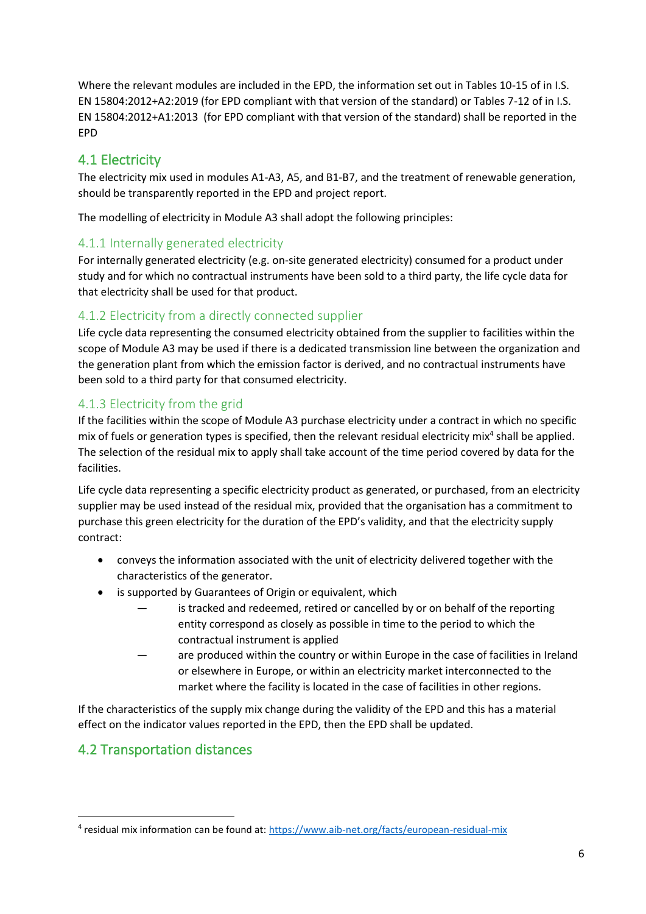Where the relevant modules are included in the EPD, the information set out in Tables 10-15 of in I.S. EN 15804:2012+A2:2019 (for EPD compliant with that version of the standard) or Tables 7-12 of in I.S. EN 15804:2012+A1:2013 (for EPD compliant with that version of the standard) shall be reported in the EPD

## 4.1 Electricity

The electricity mix used in modules A1-A3, A5, and B1-B7, and the treatment of renewable generation, should be transparently reported in the EPD and project report.

The modelling of electricity in Module A3 shall adopt the following principles:

### 4.1.1 Internally generated electricity

For internally generated electricity (e.g. on-site generated electricity) consumed for a product under study and for which no contractual instruments have been sold to a third party, the life cycle data for that electricity shall be used for that product.

### 4.1.2 Electricity from a directly connected supplier

Life cycle data representing the consumed electricity obtained from the supplier to facilities within the scope of Module A3 may be used if there is a dedicated transmission line between the organization and the generation plant from which the emission factor is derived, and no contractual instruments have been sold to a third party for that consumed electricity.

### 4.1.3 Electricity from the grid

If the facilities within the scope of Module A3 purchase electricity under a contract in which no specific mix of fuels or generation types is specified, then the relevant residual electricity mix[4] shall be applied. The selection of the residual mix to apply shall take account of the time period covered by data for the facilities.

Life cycle data representing a specific electricity product as generated, or purchased, from an electricity supplier may be used instead of the residual mix, provided that the organisation has a commitment to purchase this green electricity for the duration of the EPD's validity, and that the electricity supply contract:

- conveys the information associated with the unit of electricity delivered together with the characteristics of the generator.
- is supported by Guarantees of Origin or equivalent, which
    - is tracked and redeemed, retired or cancelled by or on behalf of the reporting entity correspond as closely as possible in time to the period to which the contractual instrument is applied
    - are produced within the country or within Europe in the case of facilities in Ireland or elsewhere in Europe, or within an electricity market interconnected to the market where the facility is located in the case of facilities in other regions.

If the characteristics of the supply mix change during the validity of the EPD and this has a material effect on the indicator values reported in the EPD, then the EPD shall be updated.

## 4.2 Transportation distances

[4] residual mix information can be found at: https://www.aib-net.org/facts/european-residual-mix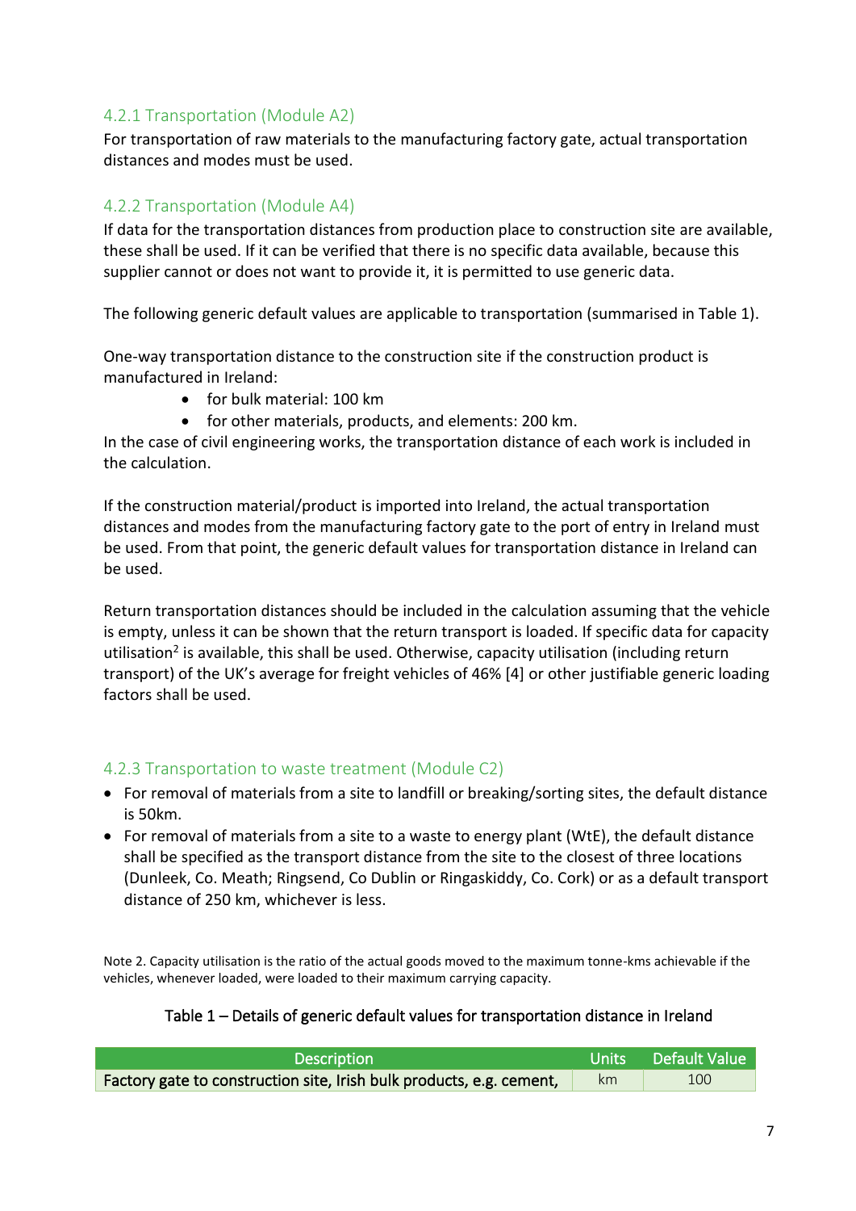### 4.2.1 Transportation (Module A2)

For transportation of raw materials to the manufacturing factory gate, actual transportation distances and modes must be used.

### 4.2.2 Transportation (Module A4)

If data for the transportation distances from production place to construction site are available, these shall be used. If it can be verified that there is no specific data available, because this supplier cannot or does not want to provide it, it is permitted to use generic data.

The following generic default values are applicable to transportation (summarised in Table 1).

One-way transportation distance to the construction site if the construction product is manufactured in Ireland:

- for bulk material: 100 km
- for other materials, products, and elements: 200 km.

In the case of civil engineering works, the transportation distance of each work is included in the calculation.

If the construction material/product is imported into Ireland, the actual transportation distances and modes from the manufacturing factory gate to the port of entry in Ireland must be used. From that point, the generic default values for transportation distance in Ireland can be used.

Return transportation distances should be included in the calculation assuming that the vehicle is empty, unless it can be shown that the return transport is loaded. If specific data for capacity utilisation[2] is available, this shall be used. Otherwise, capacity utilisation (including return transport) of the UK's average for freight vehicles of 46% [4] or other justifiable generic loading factors shall be used.

### 4.2.3 Transportation to waste treatment (Module C2)

- For removal of materials from a site to landfill or breaking/sorting sites, the default distance is 50km.
- For removal of materials from a site to a waste to energy plant (WtE), the default distance shall be specified as the transport distance from the site to the closest of three locations (Dunleek, Co. Meath; Ringsend, Co Dublin or Ringaskiddy, Co. Cork) or as a default transport distance of 250 km, whichever is less.

Note 2. Capacity utilisation is the ratio of the actual goods moved to the maximum tonne-kms achievable if the vehicles, whenever loaded, were loaded to their maximum carrying capacity.

Table 1 – Details of generic default values for transportation distance in Ireland

| Description | Units | Default Value |
|---|---|---|
| Factory gate to construction site, Irish bulk products, e.g. cement, | km | 100 |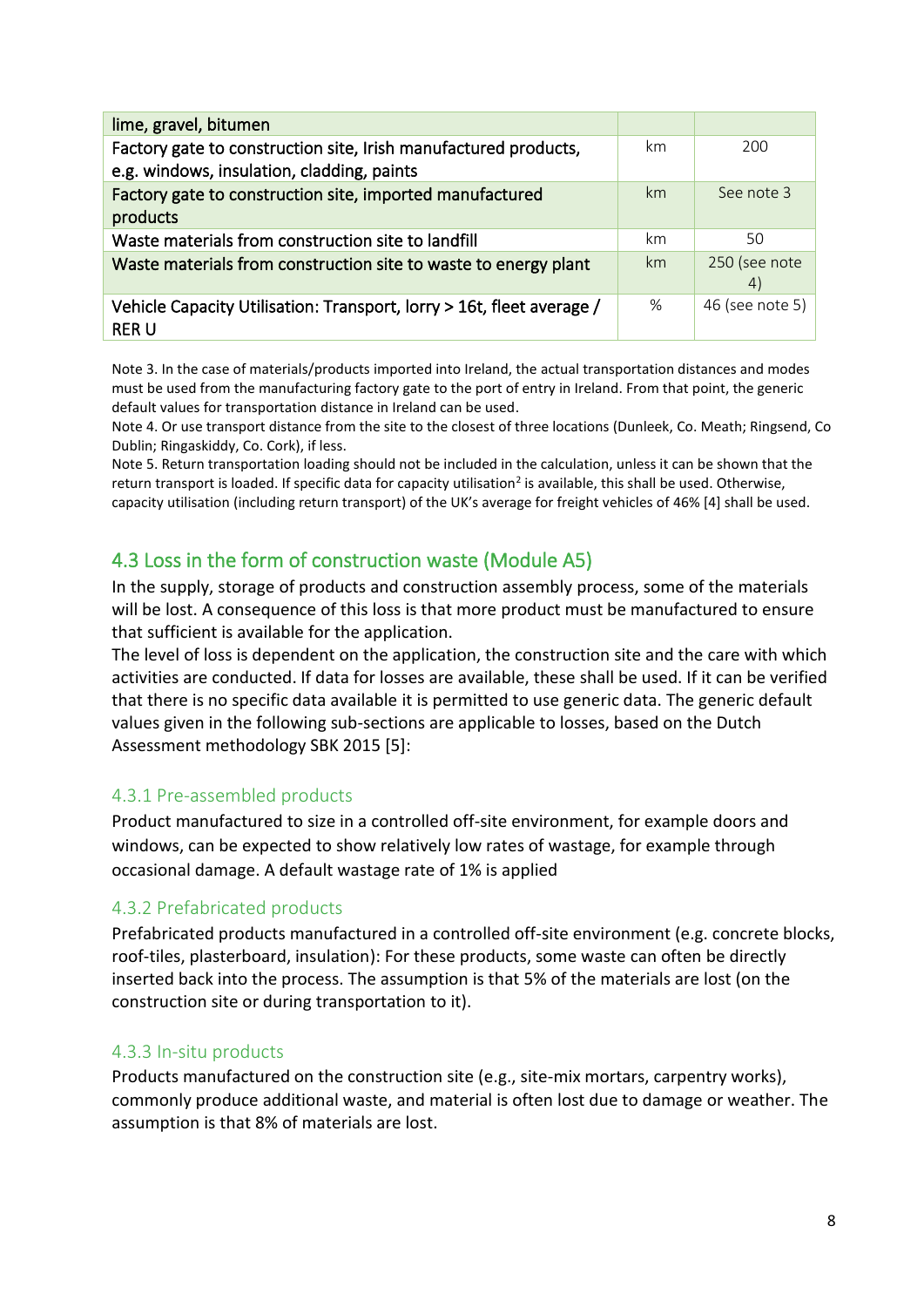| | | |
|---|---|---|
| lime, gravel, bitumen | | |
| Factory gate to construction site, Irish manufactured products, e.g. windows, insulation, cladding, paints | km | 200 |
| Factory gate to construction site, imported manufactured products | km | See note 3 |
| Waste materials from construction site to landfill | km | 50 |
| Waste materials from construction site to waste to energy plant | km | 250 (see note 4) |
| Vehicle Capacity Utilisation: Transport, lorry > 16t, fleet average / RER U | % | 46 (see note 5) |

Note 3. In the case of materials/products imported into Ireland, the actual transportation distances and modes must be used from the manufacturing factory gate to the port of entry in Ireland. From that point, the generic default values for transportation distance in Ireland can be used.

Note 4. Or use transport distance from the site to the closest of three locations (Dunleek, Co. Meath; Ringsend, Co Dublin; Ringaskiddy, Co. Cork), if less.

Note 5. Return transportation loading should not be included in the calculation, unless it can be shown that the return transport is loaded. If specific data for capacity utilisation[2] is available, this shall be used. Otherwise, capacity utilisation (including return transport) of the UK's average for freight vehicles of 46% [4] shall be used.

## 4.3 Loss in the form of construction waste (Module A5)

In the supply, storage of products and construction assembly process, some of the materials will be lost. A consequence of this loss is that more product must be manufactured to ensure that sufficient is available for the application.

The level of loss is dependent on the application, the construction site and the care with which activities are conducted. If data for losses are available, these shall be used. If it can be verified that there is no specific data available it is permitted to use generic data. The generic default values given in the following sub-sections are applicable to losses, based on the Dutch Assessment methodology SBK 2015 [5]:

### 4.3.1 Pre-assembled products

Product manufactured to size in a controlled off-site environment, for example doors and windows, can be expected to show relatively low rates of wastage, for example through occasional damage. A default wastage rate of 1% is applied

### 4.3.2 Prefabricated products

Prefabricated products manufactured in a controlled off-site environment (e.g. concrete blocks, roof-tiles, plasterboard, insulation): For these products, some waste can often be directly inserted back into the process. The assumption is that 5% of the materials are lost (on the construction site or during transportation to it).

### 4.3.3 In-situ products

Products manufactured on the construction site (e.g., site-mix mortars, carpentry works), commonly produce additional waste, and material is often lost due to damage or weather. The assumption is that 8% of materials are lost.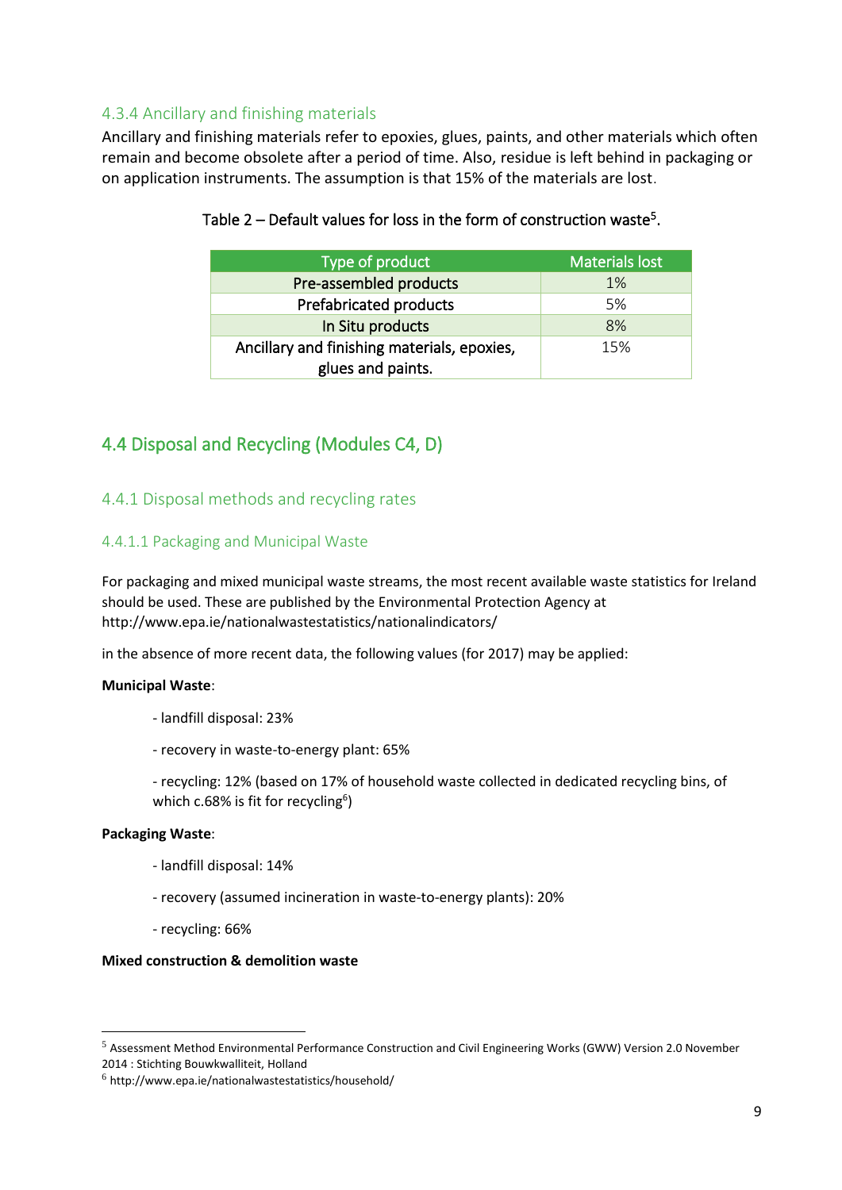#### 4.3.4 Ancillary and finishing materials

Ancillary and finishing materials refer to epoxies, glues, paints, and other materials which often remain and become obsolete after a period of time. Also, residue is left behind in packaging or on application instruments. The assumption is that 15% of the materials are lost.

Table 2 – Default values for loss in the form of construction waste[5].

| Type of product | Materials lost |
|---|---|
| Pre-assembled products | 1% |
| Prefabricated products | 5% |
| In Situ products | 8% |
| Ancillary and finishing materials, epoxies, glues and paints. | 15% |

## 4.4 Disposal and Recycling (Modules C4, D)

### 4.4.1 Disposal methods and recycling rates

#### 4.4.1.1 Packaging and Municipal Waste

For packaging and mixed municipal waste streams, the most recent available waste statistics for Ireland should be used. These are published by the Environmental Protection Agency at http://www.epa.ie/nationalwastestatistics/nationalindicators/

in the absence of more recent data, the following values (for 2017) may be applied:

**Municipal Waste**:

- landfill disposal: 23%
- recovery in waste-to-energy plant: 65%
- recycling: 12% (based on 17% of household waste collected in dedicated recycling bins, of which c.68% is fit for recycling[6])

**Packaging Waste**:

- landfill disposal: 14%
- recovery (assumed incineration in waste-to-energy plants): 20%
- recycling: 66%

**Mixed construction & demolition waste**

---

[5] Assessment Method Environmental Performance Construction and Civil Engineering Works (GWW) Version 2.0 November 2014 : Stichting Bouwkwalliteit, Holland

[6] http://www.epa.ie/nationalwastestatistics/household/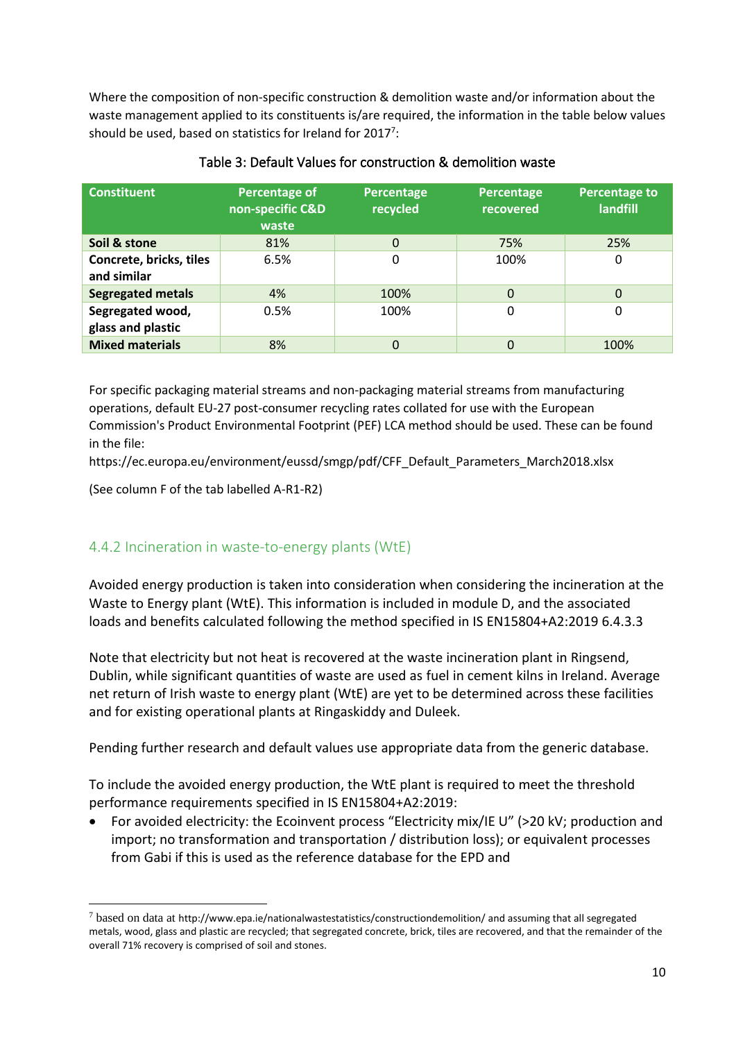Where the composition of non-specific construction & demolition waste and/or information about the waste management applied to its constituents is/are required, the information in the table below values should be used, based on statistics for Ireland for 2017[7]:

Table 3: Default Values for construction & demolition waste

| Constituent | Percentage of non-specific C&D waste | Percentage recycled | Percentage recovered | Percentage to landfill |
|---|---|---|---|---|
| **Soil & stone** | 81% | 0 | 75% | 25% |
| **Concrete, bricks, tiles and similar** | 6.5% | 0 | 100% | 0 |
| **Segregated metals** | 4% | 100% | 0 | 0 |
| **Segregated wood, glass and plastic** | 0.5% | 100% | 0 | 0 |
| **Mixed materials** | 8% | 0 | 0 | 100% |

For specific packaging material streams and non-packaging material streams from manufacturing operations, default EU-27 post-consumer recycling rates collated for use with the European Commission's Product Environmental Footprint (PEF) LCA method should be used. These can be found in the file:
https://ec.europa.eu/environment/eussd/smgp/pdf/CFF_Default_Parameters_March2018.xlsx

(See column F of the tab labelled A-R1-R2)

### 4.4.2 Incineration in waste-to-energy plants (WtE)

Avoided energy production is taken into consideration when considering the incineration at the Waste to Energy plant (WtE). This information is included in module D, and the associated loads and benefits calculated following the method specified in IS EN15804+A2:2019 6.4.3.3

Note that electricity but not heat is recovered at the waste incineration plant in Ringsend, Dublin, while significant quantities of waste are used as fuel in cement kilns in Ireland. Average net return of Irish waste to energy plant (WtE) are yet to be determined across these facilities and for existing operational plants at Ringaskiddy and Duleek.

Pending further research and default values use appropriate data from the generic database.

To include the avoided energy production, the WtE plant is required to meet the threshold performance requirements specified in IS EN15804+A2:2019:

- For avoided electricity: the Ecoinvent process "Electricity mix/IE U" (>20 kV; production and import; no transformation and transportation / distribution loss); or equivalent processes from Gabi if this is used as the reference database for the EPD and

[7] based on data at http://www.epa.ie/nationalwastestatistics/constructiondemolition/ and assuming that all segregated metals, wood, glass and plastic are recycled; that segregated concrete, brick, tiles are recovered, and that the remainder of the overall 71% recovery is comprised of soil and stones.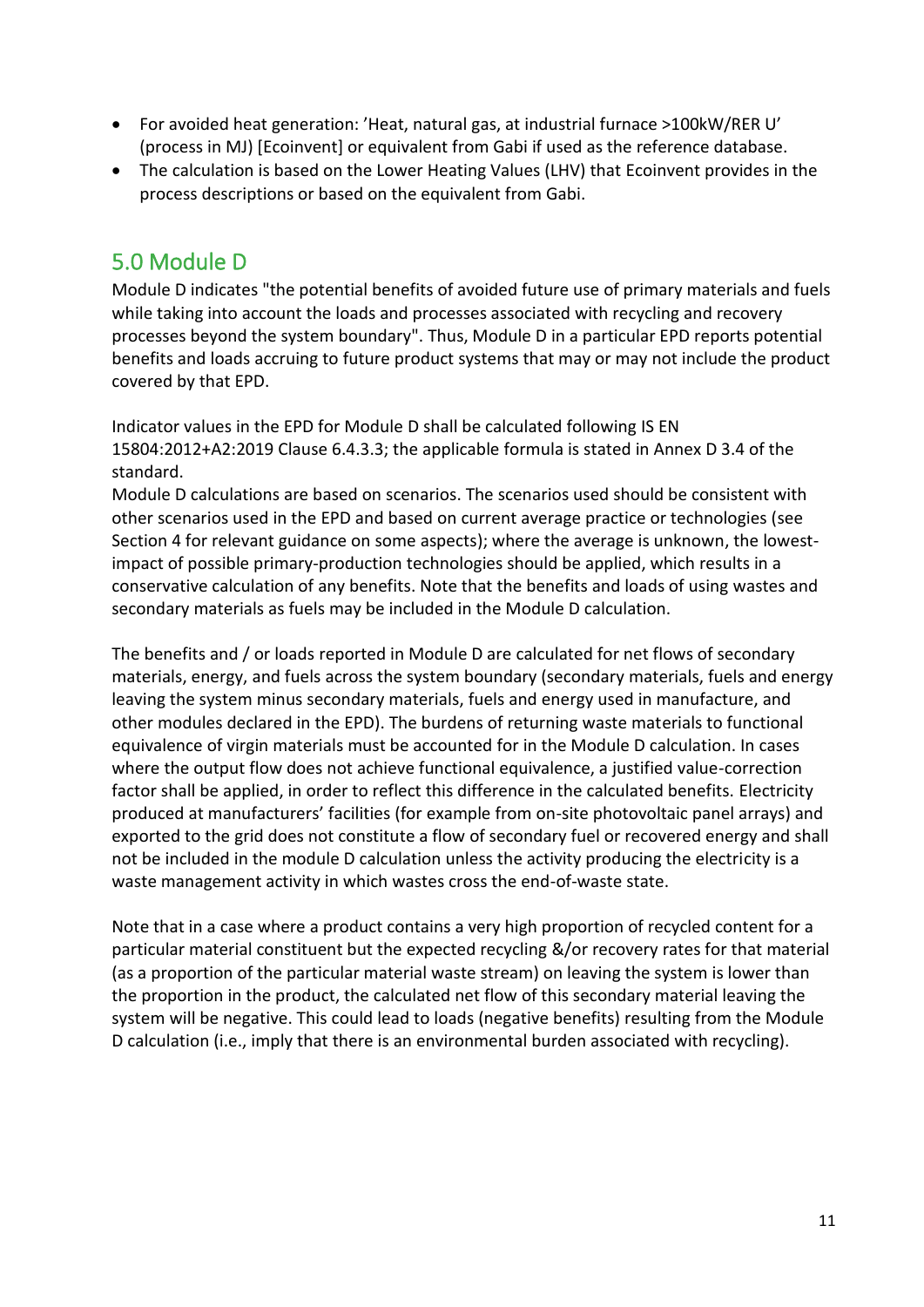- For avoided heat generation: 'Heat, natural gas, at industrial furnace >100kW/RER U' (process in MJ) [Ecoinvent] or equivalent from Gabi if used as the reference database.
- The calculation is based on the Lower Heating Values (LHV) that Ecoinvent provides in the process descriptions or based on the equivalent from Gabi.

## 5.0 Module D

Module D indicates "the potential benefits of avoided future use of primary materials and fuels while taking into account the loads and processes associated with recycling and recovery processes beyond the system boundary". Thus, Module D in a particular EPD reports potential benefits and loads accruing to future product systems that may or may not include the product covered by that EPD.

Indicator values in the EPD for Module D shall be calculated following IS EN 15804:2012+A2:2019 Clause 6.4.3.3; the applicable formula is stated in Annex D 3.4 of the standard.

Module D calculations are based on scenarios. The scenarios used should be consistent with other scenarios used in the EPD and based on current average practice or technologies (see Section 4 for relevant guidance on some aspects); where the average is unknown, the lowest-impact of possible primary-production technologies should be applied, which results in a conservative calculation of any benefits. Note that the benefits and loads of using wastes and secondary materials as fuels may be included in the Module D calculation.

The benefits and / or loads reported in Module D are calculated for net flows of secondary materials, energy, and fuels across the system boundary (secondary materials, fuels and energy leaving the system minus secondary materials, fuels and energy used in manufacture, and other modules declared in the EPD). The burdens of returning waste materials to functional equivalence of virgin materials must be accounted for in the Module D calculation. In cases where the output flow does not achieve functional equivalence, a justified value-correction factor shall be applied, in order to reflect this difference in the calculated benefits. Electricity produced at manufacturers' facilities (for example from on-site photovoltaic panel arrays) and exported to the grid does not constitute a flow of secondary fuel or recovered energy and shall not be included in the module D calculation unless the activity producing the electricity is a waste management activity in which wastes cross the end-of-waste state.

Note that in a case where a product contains a very high proportion of recycled content for a particular material constituent but the expected recycling &/or recovery rates for that material (as a proportion of the particular material waste stream) on leaving the system is lower than the proportion in the product, the calculated net flow of this secondary material leaving the system will be negative. This could lead to loads (negative benefits) resulting from the Module D calculation (i.e., imply that there is an environmental burden associated with recycling).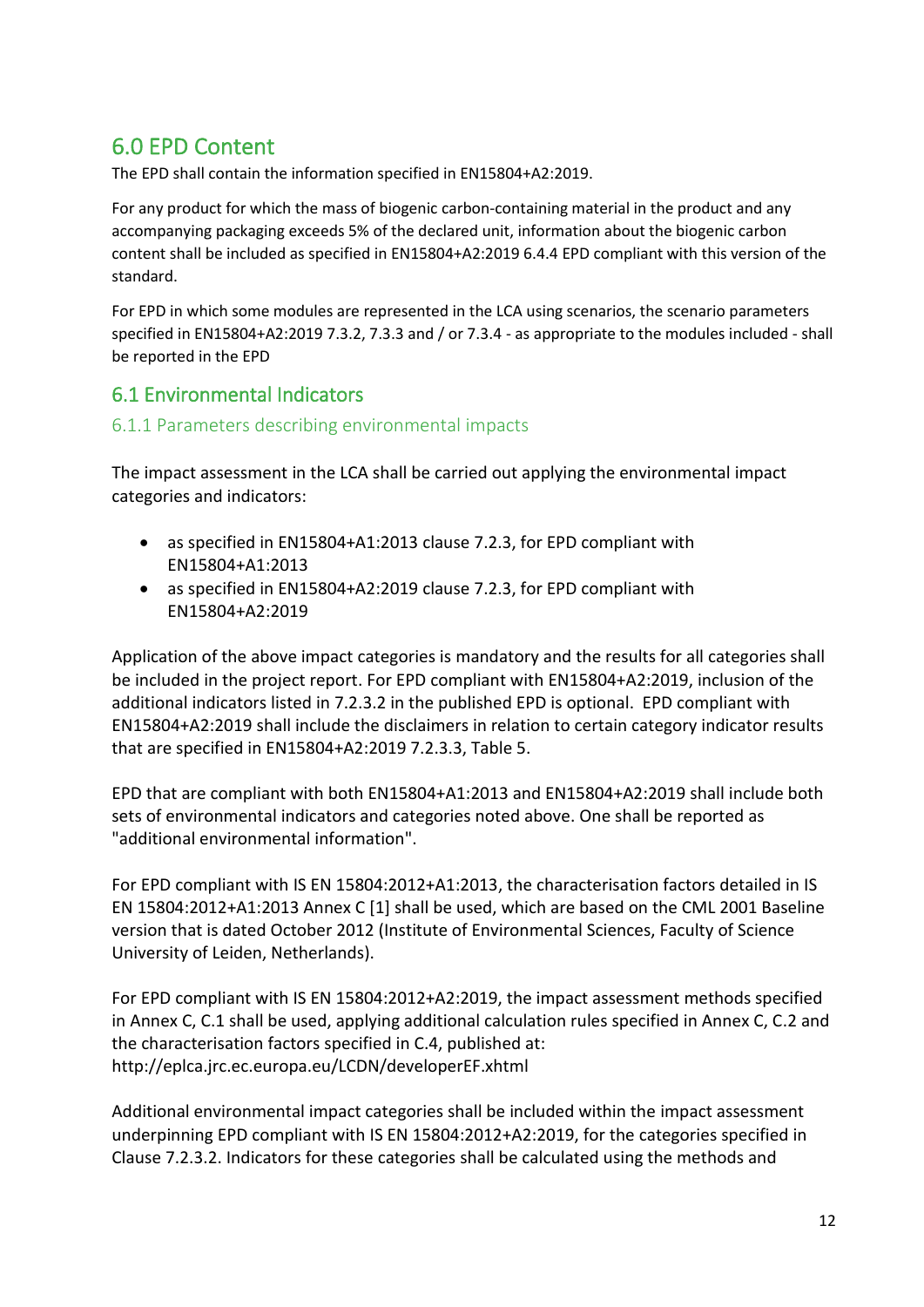# 6.0 EPD Content

The EPD shall contain the information specified in EN15804+A2:2019.

For any product for which the mass of biogenic carbon-containing material in the product and any accompanying packaging exceeds 5% of the declared unit, information about the biogenic carbon content shall be included as specified in EN15804+A2:2019 6.4.4 EPD compliant with this version of the standard.

For EPD in which some modules are represented in the LCA using scenarios, the scenario parameters specified in EN15804+A2:2019 7.3.2, 7.3.3 and / or 7.3.4 - as appropriate to the modules included - shall be reported in the EPD

## 6.1 Environmental Indicators

### 6.1.1 Parameters describing environmental impacts

The impact assessment in the LCA shall be carried out applying the environmental impact categories and indicators:

- as specified in EN15804+A1:2013 clause 7.2.3, for EPD compliant with EN15804+A1:2013
- as specified in EN15804+A2:2019 clause 7.2.3, for EPD compliant with EN15804+A2:2019

Application of the above impact categories is mandatory and the results for all categories shall be included in the project report. For EPD compliant with EN15804+A2:2019, inclusion of the additional indicators listed in 7.2.3.2 in the published EPD is optional. EPD compliant with EN15804+A2:2019 shall include the disclaimers in relation to certain category indicator results that are specified in EN15804+A2:2019 7.2.3.3, Table 5.

EPD that are compliant with both EN15804+A1:2013 and EN15804+A2:2019 shall include both sets of environmental indicators and categories noted above. One shall be reported as "additional environmental information".

For EPD compliant with IS EN 15804:2012+A1:2013, the characterisation factors detailed in IS EN 15804:2012+A1:2013 Annex C [1] shall be used, which are based on the CML 2001 Baseline version that is dated October 2012 (Institute of Environmental Sciences, Faculty of Science University of Leiden, Netherlands).

For EPD compliant with IS EN 15804:2012+A2:2019, the impact assessment methods specified in Annex C, C.1 shall be used, applying additional calculation rules specified in Annex C, C.2 and the characterisation factors specified in C.4, published at: http://eplca.jrc.ec.europa.eu/LCDN/developerEF.xhtml

Additional environmental impact categories shall be included within the impact assessment underpinning EPD compliant with IS EN 15804:2012+A2:2019, for the categories specified in Clause 7.2.3.2. Indicators for these categories shall be calculated using the methods and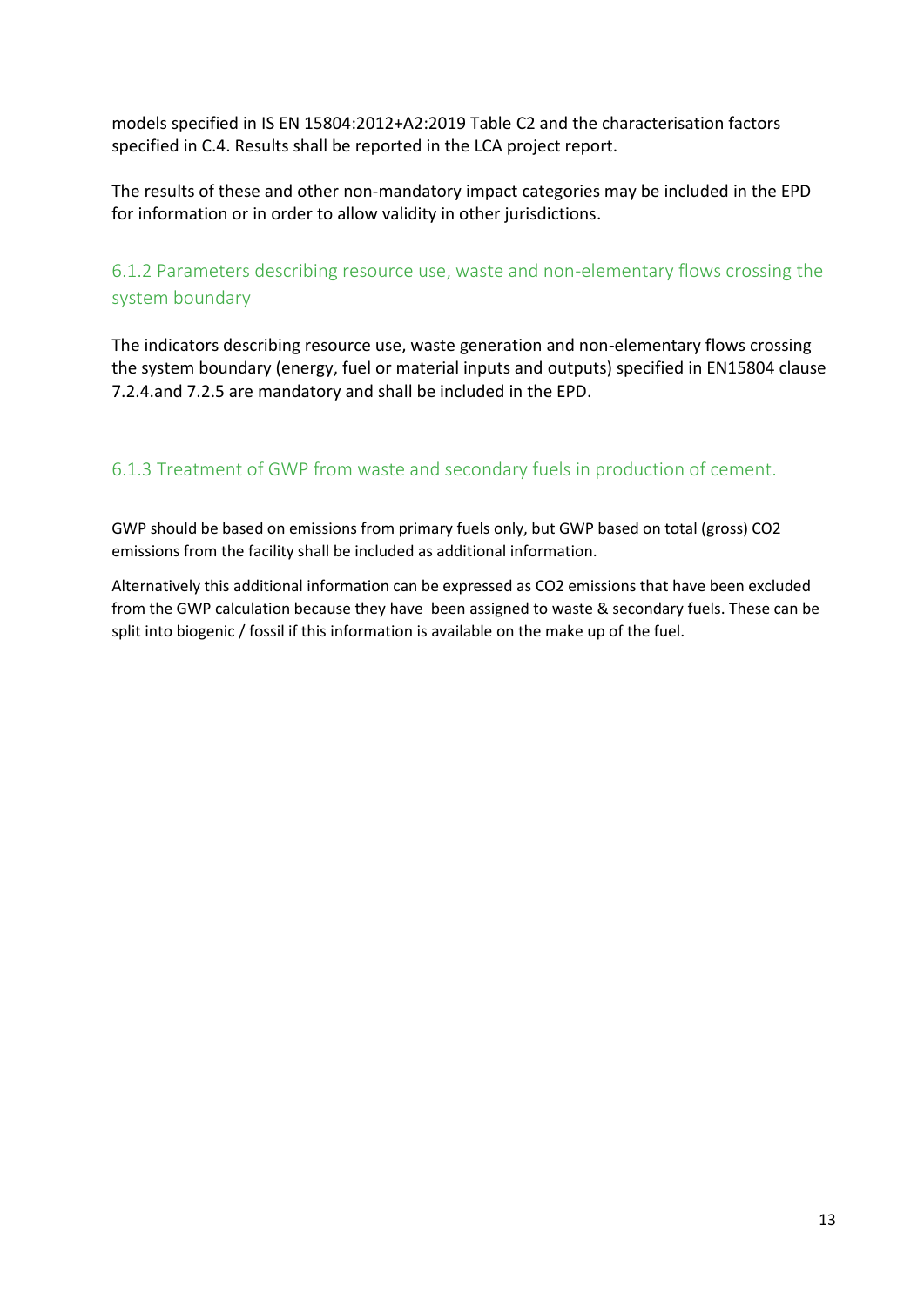models specified in IS EN 15804:2012+A2:2019 Table C2 and the characterisation factors specified in C.4. Results shall be reported in the LCA project report.

The results of these and other non-mandatory impact categories may be included in the EPD for information or in order to allow validity in other jurisdictions.

### 6.1.2 Parameters describing resource use, waste and non-elementary flows crossing the system boundary

The indicators describing resource use, waste generation and non-elementary flows crossing the system boundary (energy, fuel or material inputs and outputs) specified in EN15804 clause 7.2.4.and 7.2.5 are mandatory and shall be included in the EPD.

### 6.1.3 Treatment of GWP from waste and secondary fuels in production of cement.

GWP should be based on emissions from primary fuels only, but GWP based on total (gross) $CO_2$ emissions from the facility shall be included as additional information.

Alternatively this additional information can be expressed as $CO_2$ emissions that have been excluded from the GWP calculation because they have been assigned to waste & secondary fuels. These can be split into biogenic / fossil if this information is available on the make up of the fuel.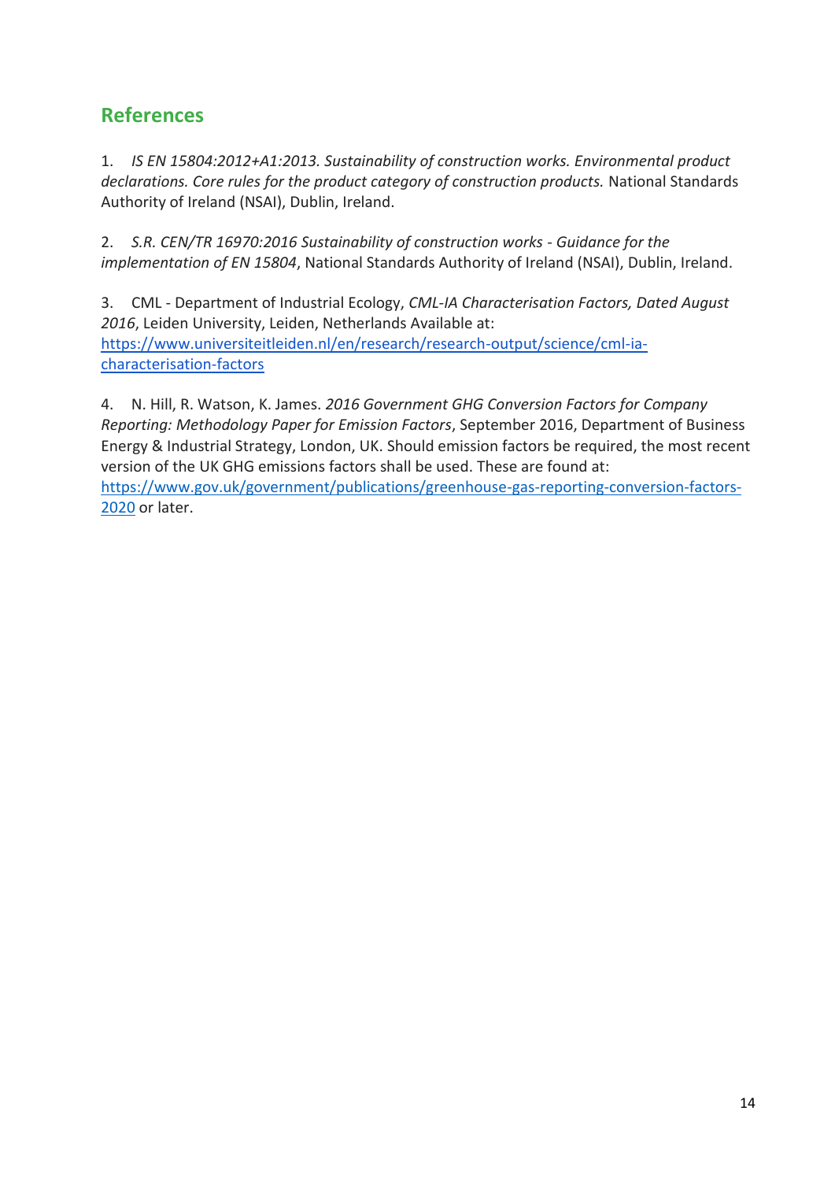## References

1. *IS EN 15804:2012+A1:2013. Sustainability of construction works. Environmental product declarations. Core rules for the product category of construction products.* National Standards Authority of Ireland (NSAI), Dublin, Ireland.

2. *S.R. CEN/TR 16970:2016 Sustainability of construction works - Guidance for the implementation of EN 15804*, National Standards Authority of Ireland (NSAI), Dublin, Ireland.

3. CML - Department of Industrial Ecology, *CML-IA Characterisation Factors, Dated August 2016*, Leiden University, Leiden, Netherlands Available at: https://www.universiteitleiden.nl/en/research/research-output/science/cml-ia-characterisation-factors

4. N. Hill, R. Watson, K. James. *2016 Government GHG Conversion Factors for Company Reporting: Methodology Paper for Emission Factors*, September 2016, Department of Business Energy & Industrial Strategy, London, UK. Should emission factors be required, the most recent version of the UK GHG emissions factors shall be used. These are found at: https://www.gov.uk/government/publications/greenhouse-gas-reporting-conversion-factors-2020 or later.